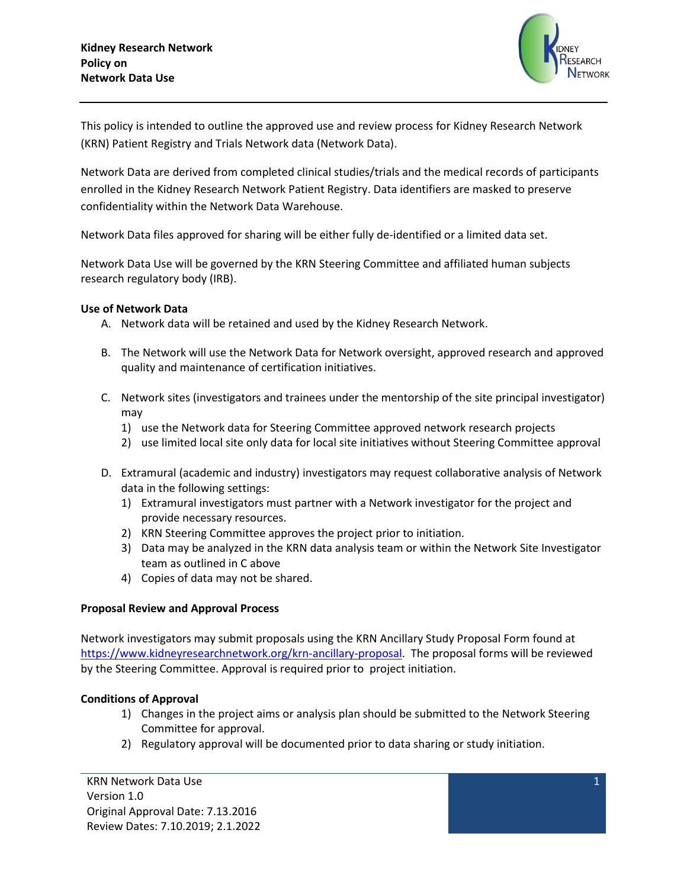**Kidney Research Network**
**Policy on**
**Network Data Use**

This policy is intended to outline the approved use and review process for Kidney Research Network (KRN) Patient Registry and Trials Network data (Network Data).

Network Data are derived from completed clinical studies/trials and the medical records of participants enrolled in the Kidney Research Network Patient Registry. Data identifiers are masked to preserve confidentiality within the Network Data Warehouse.

Network Data files approved for sharing will be either fully de-identified or a limited data set.

Network Data Use will be governed by the KRN Steering Committee and affiliated human subjects research regulatory body (IRB).

**Use of Network Data**

A. Network data will be retained and used by the Kidney Research Network.

B. The Network will use the Network Data for Network oversight, approved research and approved quality and maintenance of certification initiatives.

C. Network sites (investigators and trainees under the mentorship of the site principal investigator) may
   1) use the Network data for Steering Committee approved network research projects
   2) use limited local site only data for local site initiatives without Steering Committee approval

D. Extramural (academic and industry) investigators may request collaborative analysis of Network data in the following settings:
   1) Extramural investigators must partner with a Network investigator for the project and provide necessary resources.
   2) KRN Steering Committee approves the project prior to initiation.
   3) Data may be analyzed in the KRN data analysis team or within the Network Site Investigator team as outlined in C above
   4) Copies of data may not be shared.

**Proposal Review and Approval Process**

Network investigators may submit proposals using the KRN Ancillary Study Proposal Form found at https://www.kidneyresearchnetwork.org/krn-ancillary-proposal. The proposal forms will be reviewed by the Steering Committee. Approval is required prior to project initiation.

**Conditions of Approval**

1) Changes in the project aims or analysis plan should be submitted to the Network Steering Committee for approval.
2) Regulatory approval will be documented prior to data sharing or study initiation.

KRN Network Data Use
Version 1.0
Original Approval Date: 7.13.2016
Review Dates: 7.10.2019; 2.1.2022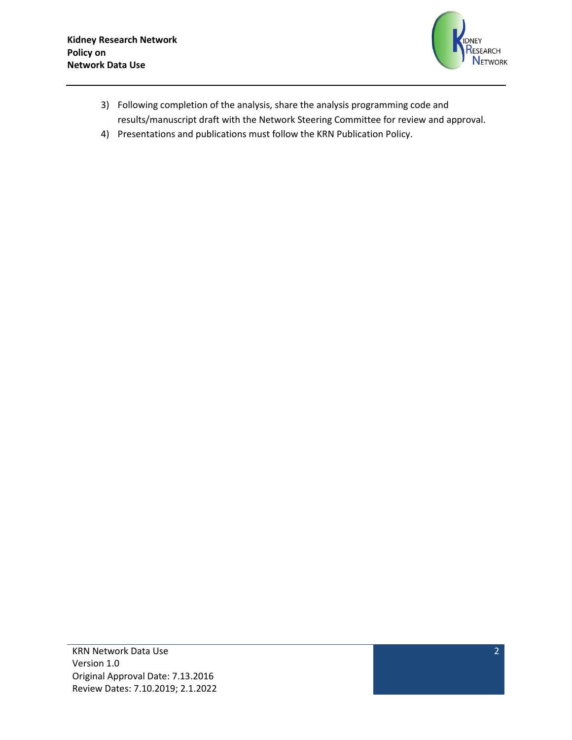3) Following completion of the analysis, share the analysis programming code and results/manuscript draft with the Network Steering Committee for review and approval.
4) Presentations and publications must follow the KRN Publication Policy.